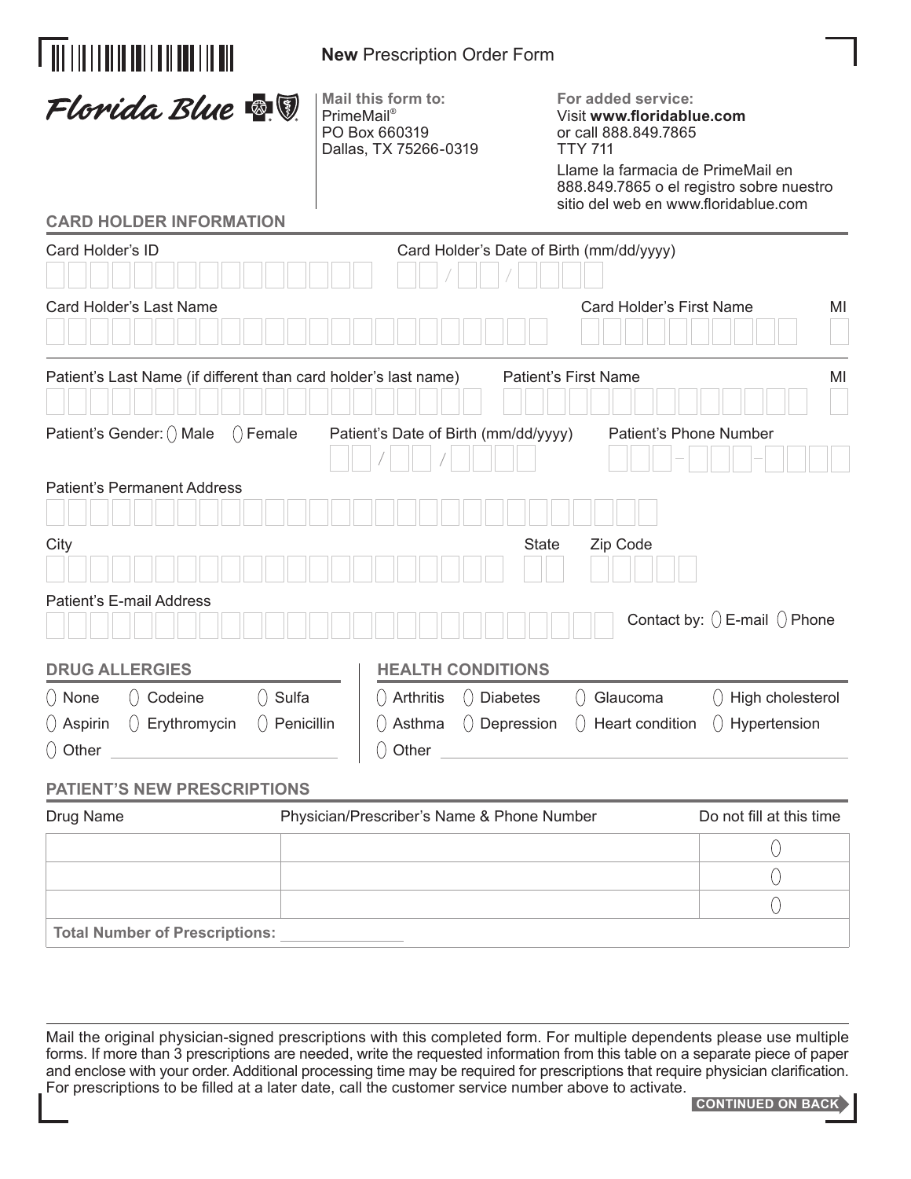**New** Prescription Order Form

Florida Blue

**Mail this form to:**
PrimeMail®
PO Box 660319
Dallas, TX 75266-0319

**For added service:**
Visit **www.floridablue.com**
or call 888.849.7865
TTY 711

Llame la farmacia de PrimeMail en 888.849.7865 o el registro sobre nuestro sitio del web en www.floridablue.com

## CARD HOLDER INFORMATION

Card Holder's ID

Card Holder's Date of Birth (mm/dd/yyyy) __ / __ / ____

Card Holder's Last Name

Card Holder's First Name

MI

Patient's Last Name (if different than card holder's last name)

Patient's First Name

MI

Patient's Gender: ( ) Male ( ) Female

Patient's Date of Birth (mm/dd/yyyy) __ / __ / ____

Patient's Phone Number ___ – ___ – ____

Patient's Permanent Address

City

State

Zip Code

Patient's E-mail Address

Contact by: ( ) E-mail ( ) Phone

## DRUG ALLERGIES

( ) None ( ) Codeine ( ) Sulfa

( ) Aspirin ( ) Erythromycin ( ) Penicillin

( ) Other ____________________

## HEALTH CONDITIONS

( ) Arthritis ( ) Diabetes ( ) Glaucoma ( ) High cholesterol

( ) Asthma ( ) Depression ( ) Heart condition ( ) Hypertension

( ) Other ____________________

## PATIENT'S NEW PRESCRIPTIONS

| Drug Name | Physician/Prescriber's Name & Phone Number | Do not fill at this time |
|---|---|---|
| | | ( ) |
| | | ( ) |
| | | ( ) |
| **Total Number of Prescriptions:** ______ | | |

Mail the original physician-signed prescriptions with this completed form. For multiple dependents please use multiple forms. If more than 3 prescriptions are needed, write the requested information from this table on a separate piece of paper and enclose with your order. Additional processing time may be required for prescriptions that require physician clarification. For prescriptions to be filled at a later date, call the customer service number above to activate.

**CONTINUED ON BACK**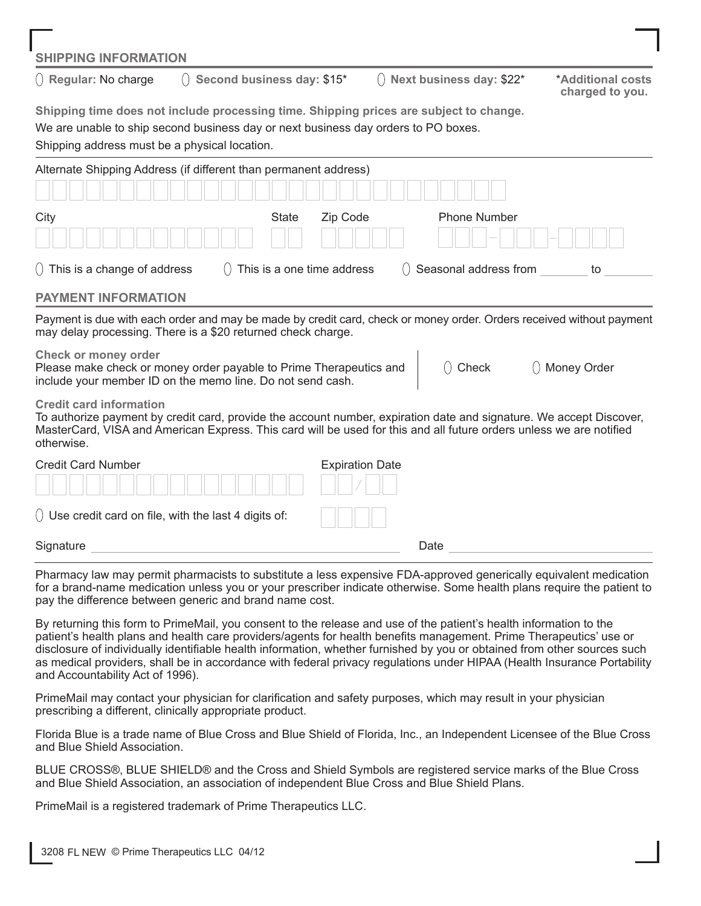## SHIPPING INFORMATION

( ) **Regular:** No charge ( ) **Second business day: $15*** ( ) **Next business day: $22*** **\*Additional costs charged to you.**

**Shipping time does not include processing time. Shipping prices are subject to change.**

We are unable to ship second business day or next business day orders to PO boxes.

Shipping address must be a physical location.

Alternate Shipping Address (if different than permanent address)

City State Zip Code Phone Number

( ) This is a change of address ( ) This is a one time address ( ) Seasonal address from ________ to ________

## PAYMENT INFORMATION

Payment is due with each order and may be made by credit card, check or money order. Orders received without payment may delay processing. There is a $20 returned check charge.

**Check or money order**

Please make check or money order payable to Prime Therapeutics and include your member ID on the memo line. Do not send cash.

( ) Check ( ) Money Order

**Credit card information**

To authorize payment by credit card, provide the account number, expiration date and signature. We accept Discover, MasterCard, VISA and American Express. This card will be used for this and all future orders unless we are notified otherwise.

Credit Card Number Expiration Date

( ) Use credit card on file, with the last 4 digits of:

Signature ______________________________ Date ______________________________

Pharmacy law may permit pharmacists to substitute a less expensive FDA-approved generically equivalent medication for a brand-name medication unless you or your prescriber indicate otherwise. Some health plans require the patient to pay the difference between generic and brand name cost.

By returning this form to PrimeMail, you consent to the release and use of the patient's health information to the patient's health plans and health care providers/agents for health benefits management. Prime Therapeutics' use or disclosure of individually identifiable health information, whether furnished by you or obtained from other sources such as medical providers, shall be in accordance with federal privacy regulations under HIPAA (Health Insurance Portability and Accountability Act of 1996).

PrimeMail may contact your physician for clarification and safety purposes, which may result in your physician prescribing a different, clinically appropriate product.

Florida Blue is a trade name of Blue Cross and Blue Shield of Florida, Inc., an Independent Licensee of the Blue Cross and Blue Shield Association.

BLUE CROSS®, BLUE SHIELD® and the Cross and Shield Symbols are registered service marks of the Blue Cross and Blue Shield Association, an association of independent Blue Cross and Blue Shield Plans.

PrimeMail is a registered trademark of Prime Therapeutics LLC.

3208 FL NEW © Prime Therapeutics LLC 04/12